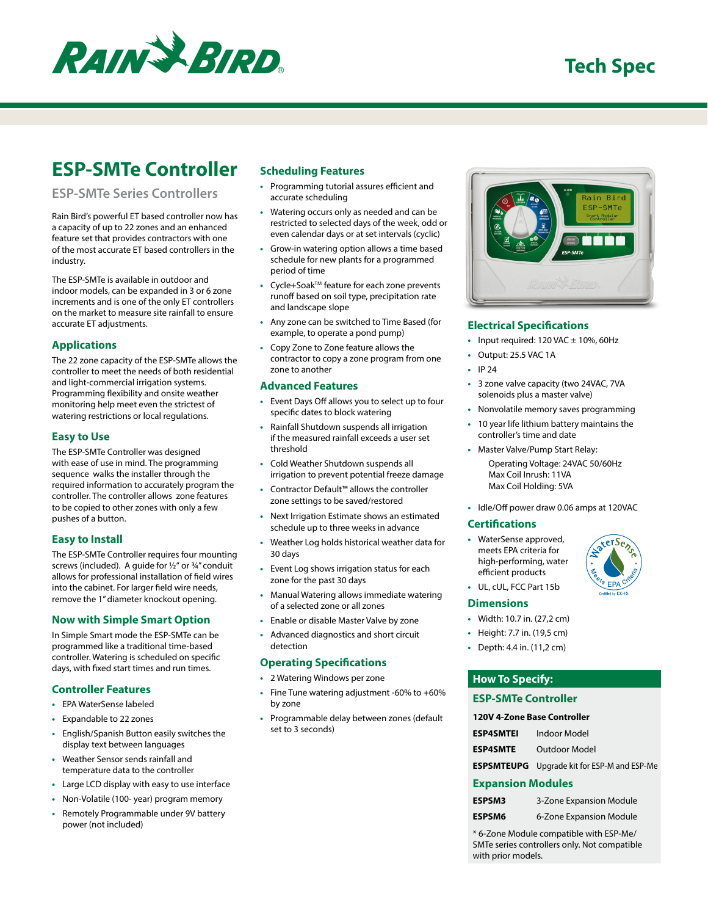# ESP-SMTe Controller

## ESP-SMTe Series Controllers

Rain Bird's powerful ET based controller now has a capacity of up to 22 zones and an enhanced feature set that provides contractors with one of the most accurate ET based controllers in the industry.

The ESP-SMTe is available in outdoor and indoor models, can be expanded in 3 or 6 zone increments and is one of the only ET controllers on the market to measure site rainfall to ensure accurate ET adjustments.

### Applications

The 22 zone capacity of the ESP-SMTe allows the controller to meet the needs of both residential and light-commercial irrigation systems. Programming flexibility and onsite weather monitoring help meet even the strictest of watering restrictions or local regulations.

### Easy to Use

The ESP-SMTe Controller was designed with ease of use in mind. The programming sequence walks the installer through the required information to accurately program the controller. The controller allows zone features to be copied to other zones with only a few pushes of a button.

### Easy to Install

The ESP-SMTe Controller requires four mounting screws (included). A guide for ½" or ¾" conduit allows for professional installation of field wires into the cabinet. For larger field wire needs, remove the 1" diameter knockout opening.

### Now with Simple Smart Option

In Simple Smart mode the ESP-SMTe can be programmed like a traditional time-based controller. Watering is scheduled on specific days, with fixed start times and run times.

### Controller Features

- EPA WaterSense labeled
- Expandable to 22 zones
- English/Spanish Button easily switches the display text between languages
- Weather Sensor sends rainfall and temperature data to the controller
- Large LCD display with easy to use interface
- Non-Volatile (100- year) program memory
- Remotely Programmable under 9V battery power (not included)

### Scheduling Features

- Programming tutorial assures efficient and accurate scheduling
- Watering occurs only as needed and can be restricted to selected days of the week, odd or even calendar days or at set intervals (cyclic)
- Grow-in watering option allows a time based schedule for new plants for a programmed period of time
- Cycle+Soak™ feature for each zone prevents runoff based on soil type, precipitation rate and landscape slope
- Any zone can be switched to Time Based (for example, to operate a pond pump)
- Copy Zone to Zone feature allows the contractor to copy a zone program from one zone to another

### Advanced Features

- Event Days Off allows you to select up to four specific dates to block watering
- Rainfall Shutdown suspends all irrigation if the measured rainfall exceeds a user set threshold
- Cold Weather Shutdown suspends all irrigation to prevent potential freeze damage
- Contractor Default™ allows the controller zone settings to be saved/restored
- Next Irrigation Estimate shows an estimated schedule up to three weeks in advance
- Weather Log holds historical weather data for 30 days
- Event Log shows irrigation status for each zone for the past 30 days
- Manual Watering allows immediate watering of a selected zone or all zones
- Enable or disable Master Valve by zone
- Advanced diagnostics and short circuit detection

### Operating Specifications

- 2 Watering Windows per zone
- Fine Tune watering adjustment -60% to +60% by zone
- Programmable delay between zones (default set to 3 seconds)

### Electrical Specifications

- Input required: 120 VAC ± 10%, 60Hz
- Output: 25.5 VAC 1A
- IP 24
- 3 zone valve capacity (two 24VAC, 7VA solenoids plus a master valve)
- Nonvolatile memory saves programming
- 10 year life lithium battery maintains the controller's time and date
- Master Valve/Pump Start Relay:
  - Operating Voltage: 24VAC 50/60Hz
  - Max Coil Inrush: 11VA
  - Max Coil Holding: 5VA
- Idle/Off power draw 0.06 amps at 120VAC

### Certifications

- WaterSense approved, meets EPA criteria for high-performing, water efficient products
- UL, cUL, FCC Part 15b

### Dimensions

- Width: 10.7 in. (27,2 cm)
- Height: 7.7 in. (19,5 cm)
- Depth: 4.4 in. (11,2 cm)

### How To Specify:

#### ESP-SMTe Controller

**120V 4-Zone Base Controller**

| | |
|---|---|
| **ESP4SMTEI** | Indoor Model |
| **ESP4SMTE** | Outdoor Model |
| **ESPSMTEUPG** | Upgrade kit for ESP-M and ESP-Me |

#### Expansion Modules

| | |
|---|---|
| **ESPSM3** | 3-Zone Expansion Module |
| **ESPSM6** | 6-Zone Expansion Module |

\* 6-Zone Module compatible with ESP-Me/SMTe series controllers only. Not compatible with prior models.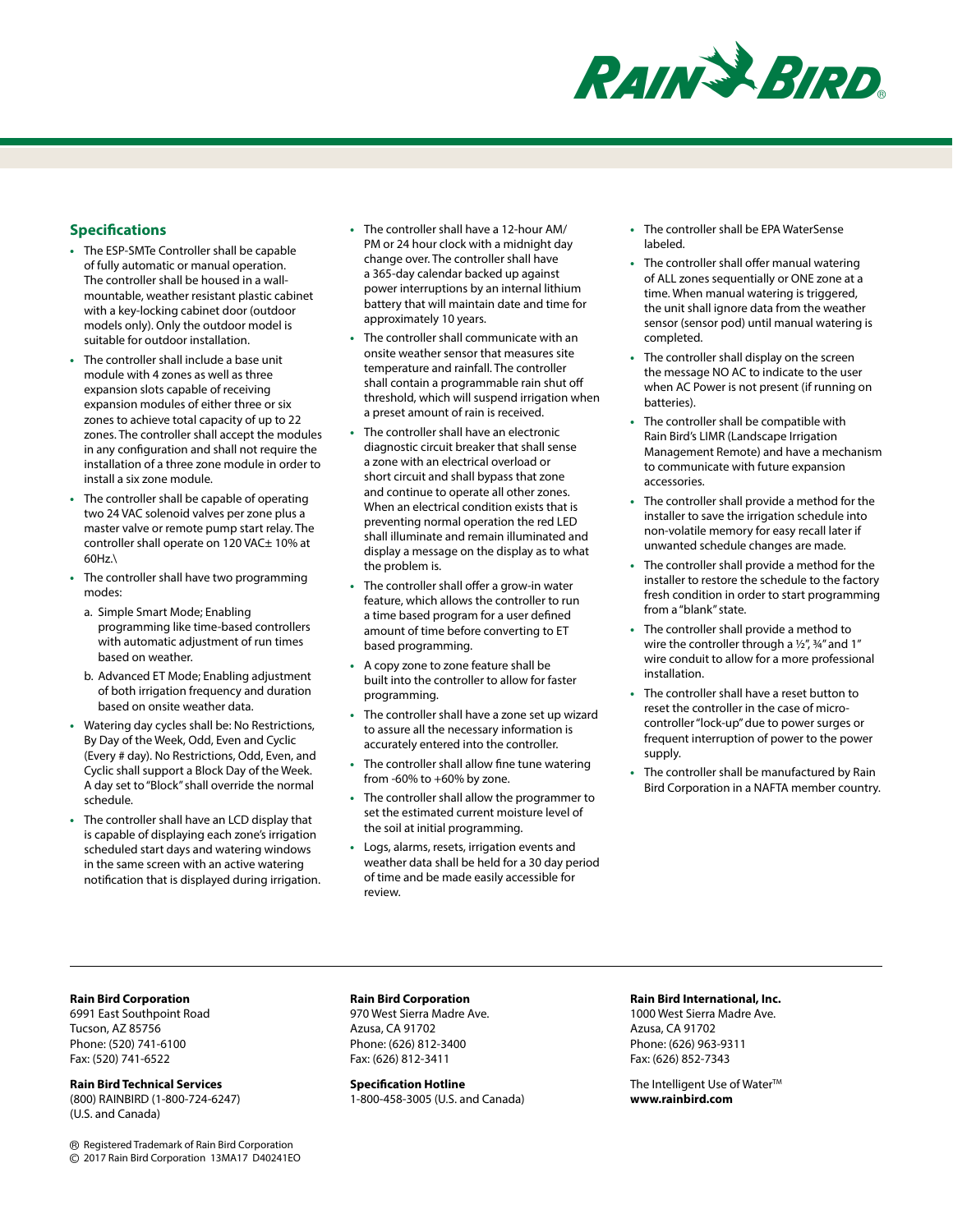## Specifications

- The ESP-SMTe Controller shall be capable of fully automatic or manual operation. The controller shall be housed in a wall-mountable, weather resistant plastic cabinet with a key-locking cabinet door (outdoor models only). Only the outdoor model is suitable for outdoor installation.
- The controller shall include a base unit module with 4 zones as well as three expansion slots capable of receiving expansion modules of either three or six zones to achieve total capacity of up to 22 zones. The controller shall accept the modules in any configuration and shall not require the installation of a three zone module in order to install a six zone module.
- The controller shall be capable of operating two 24 VAC solenoid valves per zone plus a master valve or remote pump start relay. The controller shall operate on 120 VAC± 10% at 60Hz.\
- The controller shall have two programming modes:
  a. Simple Smart Mode; Enabling programming like time-based controllers with automatic adjustment of run times based on weather.
  b. Advanced ET Mode; Enabling adjustment of both irrigation frequency and duration based on onsite weather data.
- Watering day cycles shall be: No Restrictions, By Day of the Week, Odd, Even and Cyclic (Every # day). No Restrictions, Odd, Even, and Cyclic shall support a Block Day of the Week. A day set to "Block" shall override the normal schedule.
- The controller shall have an LCD display that is capable of displaying each zone's irrigation scheduled start days and watering windows in the same screen with an active watering notification that is displayed during irrigation.
- The controller shall have a 12-hour AM/PM or 24 hour clock with a midnight day change over. The controller shall have a 365-day calendar backed up against power interruptions by an internal lithium battery that will maintain date and time for approximately 10 years.
- The controller shall communicate with an onsite weather sensor that measures site temperature and rainfall. The controller shall contain a programmable rain shut off threshold, which will suspend irrigation when a preset amount of rain is received.
- The controller shall have an electronic diagnostic circuit breaker that shall sense a zone with an electrical overload or short circuit and shall bypass that zone and continue to operate all other zones. When an electrical condition exists that is preventing normal operation the red LED shall illuminate and remain illuminated and display a message on the display as to what the problem is.
- The controller shall offer a grow-in water feature, which allows the controller to run a time based program for a user defined amount of time before converting to ET based programming.
- A copy zone to zone feature shall be built into the controller to allow for faster programming.
- The controller shall have a zone set up wizard to assure all the necessary information is accurately entered into the controller.
- The controller shall allow fine tune watering from -60% to +60% by zone.
- The controller shall allow the programmer to set the estimated current moisture level of the soil at initial programming.
- Logs, alarms, resets, irrigation events and weather data shall be held for a 30 day period of time and be made easily accessible for review.
- The controller shall be EPA WaterSense labeled.
- The controller shall offer manual watering of ALL zones sequentially or ONE zone at a time. When manual watering is triggered, the unit shall ignore data from the weather sensor (sensor pod) until manual watering is completed.
- The controller shall display on the screen the message NO AC to indicate to the user when AC Power is not present (if running on batteries).
- The controller shall be compatible with Rain Bird's LIMR (Landscape Irrigation Management Remote) and have a mechanism to communicate with future expansion accessories.
- The controller shall provide a method for the installer to save the irrigation schedule into non-volatile memory for easy recall later if unwanted schedule changes are made.
- The controller shall provide a method for the installer to restore the schedule to the factory fresh condition in order to start programming from a "blank" state.
- The controller shall provide a method to wire the controller through a ½", ¾" and 1" wire conduit to allow for a more professional installation.
- The controller shall have a reset button to reset the controller in the case of micro-controller "lock-up" due to power surges or frequent interruption of power to the power supply.
- The controller shall be manufactured by Rain Bird Corporation in a NAFTA member country.

**Rain Bird Corporation**
6991 East Southpoint Road
Tucson, AZ 85756
Phone: (520) 741-6100
Fax: (520) 741-6522

**Rain Bird Technical Services**
(800) RAINBIRD (1-800-724-6247)
(U.S. and Canada)

**Rain Bird Corporation**
970 West Sierra Madre Ave.
Azusa, CA 91702
Phone: (626) 812-3400
Fax: (626) 812-3411

**Specification Hotline**
1-800-458-3005 (U.S. and Canada)

**Rain Bird International, Inc.**
1000 West Sierra Madre Ave.
Azusa, CA 91702
Phone: (626) 963-9311
Fax: (626) 852-7343

The Intelligent Use of Water™
**www.rainbird.com**

® Registered Trademark of Rain Bird Corporation
© 2017 Rain Bird Corporation 13MA17 D40241EO